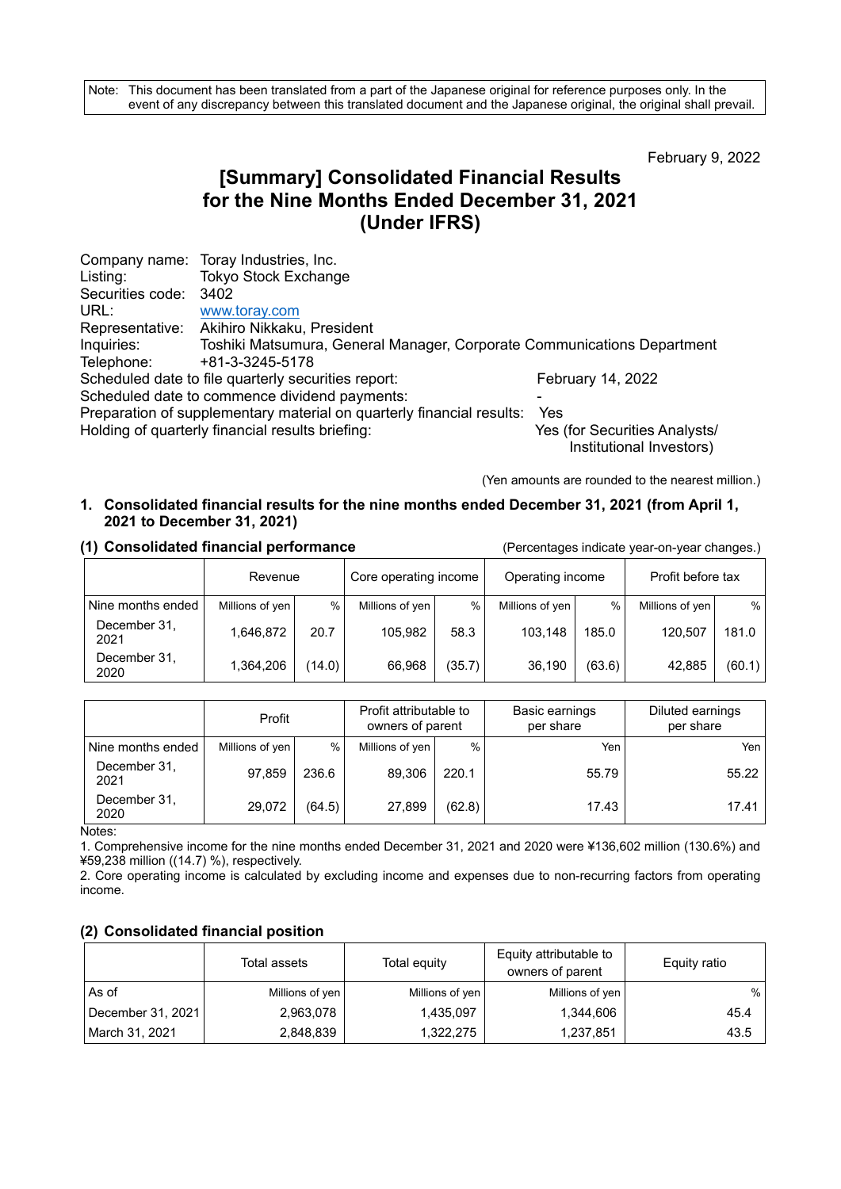Note: This document has been translated from a part of the Japanese original for reference purposes only. In the event of any discrepancy between this translated document and the Japanese original, the original shall prevail.

February 9, 2022

# [Summary] Consolidated Financial Results for the Nine Months Ended December 31, 2021 (Under IFRS)

Company name: Toray Industries, Inc.
Listing: Tokyo Stock Exchange
Securities code: 3402
URL: www.toray.com
Representative: Akihiro Nikkaku, President
Inquiries: Toshiki Matsumura, General Manager, Corporate Communications Department
Telephone: +81-3-3245-5178
Scheduled date to file quarterly securities report: February 14, 2022
Scheduled date to commence dividend payments: -
Preparation of supplementary material on quarterly financial results: Yes
Holding of quarterly financial results briefing: Yes (for Securities Analysts/ Institutional Investors)

(Yen amounts are rounded to the nearest million.)

## 1. Consolidated financial results for the nine months ended December 31, 2021 (from April 1, 2021 to December 31, 2021)

### (1) Consolidated financial performance

(Percentages indicate year-on-year changes.)

| | Revenue | | Core operating income | | Operating income | | Profit before tax | |
|---|---|---|---|---|---|---|---|---|
| Nine months ended | Millions of yen | % | Millions of yen | % | Millions of yen | % | Millions of yen | % |
| December 31, 2021 | 1,646,872 | 20.7 | 105,982 | 58.3 | 103,148 | 185.0 | 120,507 | 181.0 |
| December 31, 2020 | 1,364,206 | (14.0) | 66,968 | (35.7) | 36,190 | (63.6) | 42,885 | (60.1) |

| | Profit | | Profit attributable to owners of parent | | Basic earnings per share | Diluted earnings per share |
|---|---|---|---|---|---|---|
| Nine months ended | Millions of yen | % | Millions of yen | % | Yen | Yen |
| December 31, 2021 | 97,859 | 236.6 | 89,306 | 220.1 | 55.79 | 55.22 |
| December 31, 2020 | 29,072 | (64.5) | 27,899 | (62.8) | 17.43 | 17.41 |

Notes:
1. Comprehensive income for the nine months ended December 31, 2021 and 2020 were ¥136,602 million (130.6%) and ¥59,238 million ((14.7) %), respectively.
2. Core operating income is calculated by excluding income and expenses due to non-recurring factors from operating income.

### (2) Consolidated financial position

| | Total assets | Total equity | Equity attributable to owners of parent | Equity ratio |
|---|---|---|---|---|
| As of | Millions of yen | Millions of yen | Millions of yen | % |
| December 31, 2021 | 2,963,078 | 1,435,097 | 1,344,606 | 45.4 |
| March 31, 2021 | 2,848,839 | 1,322,275 | 1,237,851 | 43.5 |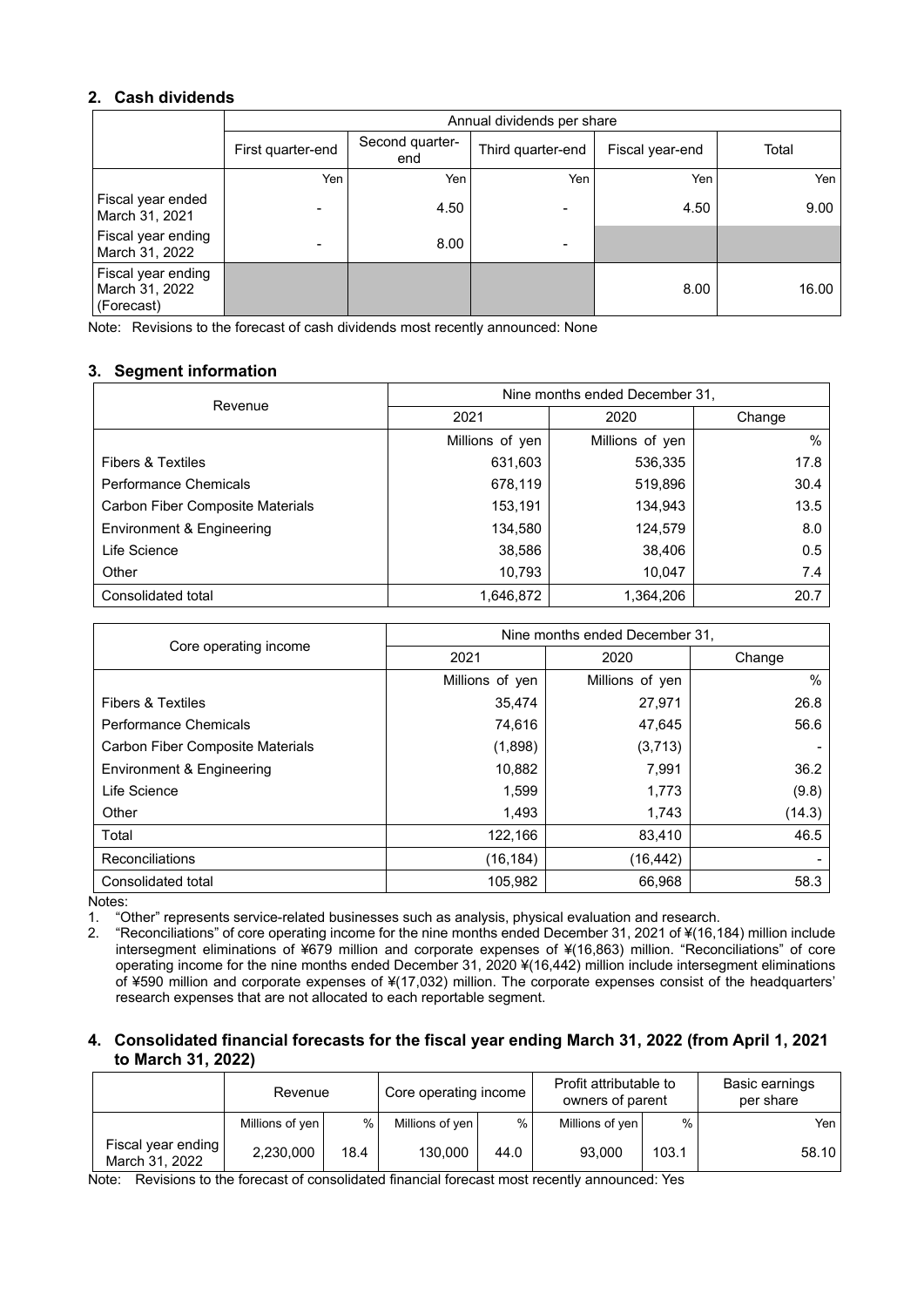## 2. Cash dividends

| | Annual dividends per share | | | | |
|---|---|---|---|---|---|
| | First quarter-end | Second quarter-end | Third quarter-end | Fiscal year-end | Total |
| | Yen | Yen | Yen | Yen | Yen |
| Fiscal year ended March 31, 2021 | - | 4.50 | - | 4.50 | 9.00 |
| Fiscal year ending March 31, 2022 | - | 8.00 | - | | |
| Fiscal year ending March 31, 2022 (Forecast) | | | | 8.00 | 16.00 |

Note: Revisions to the forecast of cash dividends most recently announced: None

## 3. Segment information

| Revenue | Nine months ended December 31, | | |
|---|---|---|---|
| | 2021 | 2020 | Change |
| | Millions of yen | Millions of yen | % |
| Fibers & Textiles | 631,603 | 536,335 | 17.8 |
| Performance Chemicals | 678,119 | 519,896 | 30.4 |
| Carbon Fiber Composite Materials | 153,191 | 134,943 | 13.5 |
| Environment & Engineering | 134,580 | 124,579 | 8.0 |
| Life Science | 38,586 | 38,406 | 0.5 |
| Other | 10,793 | 10,047 | 7.4 |
| Consolidated total | 1,646,872 | 1,364,206 | 20.7 |

| Core operating income | Nine months ended December 31, | | |
|---|---|---|---|
| | 2021 | 2020 | Change |
| | Millions of yen | Millions of yen | % |
| Fibers & Textiles | 35,474 | 27,971 | 26.8 |
| Performance Chemicals | 74,616 | 47,645 | 56.6 |
| Carbon Fiber Composite Materials | (1,898) | (3,713) | - |
| Environment & Engineering | 10,882 | 7,991 | 36.2 |
| Life Science | 1,599 | 1,773 | (9.8) |
| Other | 1,493 | 1,743 | (14.3) |
| Total | 122,166 | 83,410 | 46.5 |
| Reconciliations | (16,184) | (16,442) | - |
| Consolidated total | 105,982 | 66,968 | 58.3 |

Notes:

1. "Other" represents service-related businesses such as analysis, physical evaluation and research.
2. "Reconciliations" of core operating income for the nine months ended December 31, 2021 of ¥(16,184) million include intersegment eliminations of ¥679 million and corporate expenses of ¥(16,863) million. "Reconciliations" of core operating income for the nine months ended December 31, 2020 ¥(16,442) million include intersegment eliminations of ¥590 million and corporate expenses of ¥(17,032) million. The corporate expenses consist of the headquarters' research expenses that are not allocated to each reportable segment.

## 4. Consolidated financial forecasts for the fiscal year ending March 31, 2022 (from April 1, 2021 to March 31, 2022)

| | Revenue | | Core operating income | | Profit attributable to owners of parent | | Basic earnings per share |
|---|---|---|---|---|---|---|---|
| | Millions of yen | % | Millions of yen | % | Millions of yen | % | Yen |
| Fiscal year ending March 31, 2022 | 2,230,000 | 18.4 | 130,000 | 44.0 | 93,000 | 103.1 | 58.10 |

Note: Revisions to the forecast of consolidated financial forecast most recently announced: Yes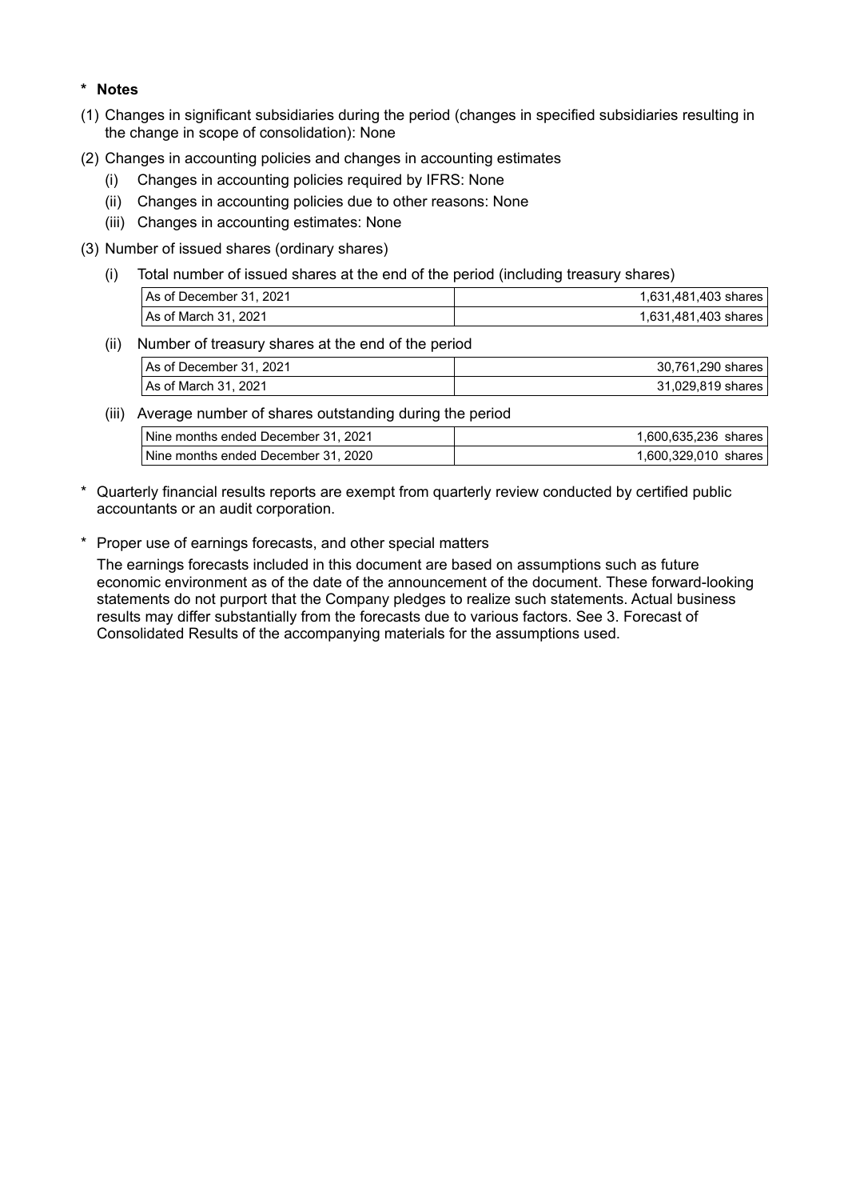**\* Notes**

(1) Changes in significant subsidiaries during the period (changes in specified subsidiaries resulting in the change in scope of consolidation): None

(2) Changes in accounting policies and changes in accounting estimates

(i) Changes in accounting policies required by IFRS: None

(ii) Changes in accounting policies due to other reasons: None

(iii) Changes in accounting estimates: None

(3) Number of issued shares (ordinary shares)

(i) Total number of issued shares at the end of the period (including treasury shares)

| | |
|---|---|
| As of December 31, 2021 | 1,631,481,403 shares |
| As of March 31, 2021 | 1,631,481,403 shares |

(ii) Number of treasury shares at the end of the period

| | |
|---|---|
| As of December 31, 2021 | 30,761,290 shares |
| As of March 31, 2021 | 31,029,819 shares |

(iii) Average number of shares outstanding during the period

| | |
|---|---|
| Nine months ended December 31, 2021 | 1,600,635,236 shares |
| Nine months ended December 31, 2020 | 1,600,329,010 shares |

\* Quarterly financial results reports are exempt from quarterly review conducted by certified public accountants or an audit corporation.

\* Proper use of earnings forecasts, and other special matters

The earnings forecasts included in this document are based on assumptions such as future economic environment as of the date of the announcement of the document. These forward-looking statements do not purport that the Company pledges to realize such statements. Actual business results may differ substantially from the forecasts due to various factors. See 3. Forecast of Consolidated Results of the accompanying materials for the assumptions used.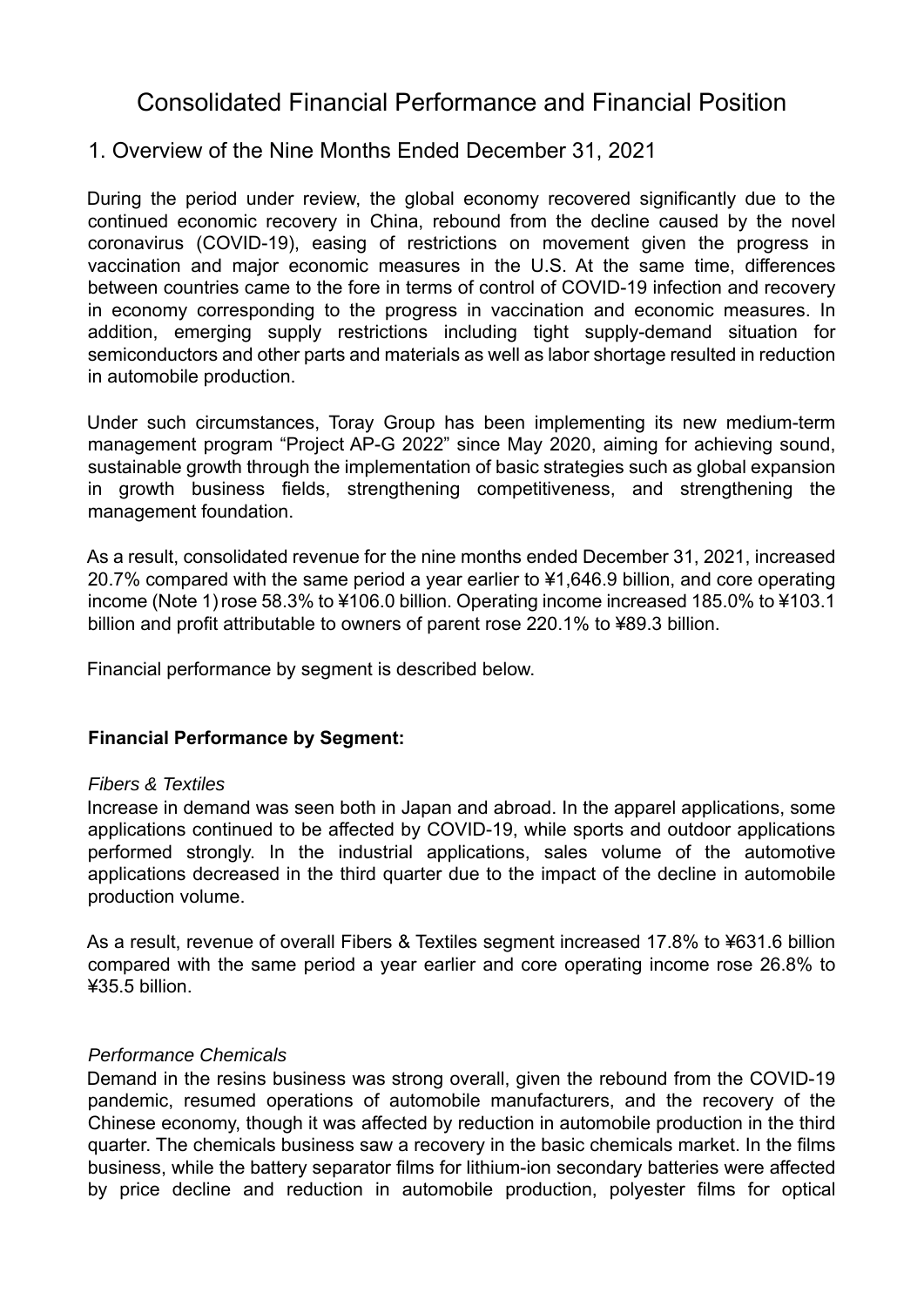# Consolidated Financial Performance and Financial Position

## 1. Overview of the Nine Months Ended December 31, 2021

During the period under review, the global economy recovered significantly due to the continued economic recovery in China, rebound from the decline caused by the novel coronavirus (COVID-19), easing of restrictions on movement given the progress in vaccination and major economic measures in the U.S. At the same time, differences between countries came to the fore in terms of control of COVID-19 infection and recovery in economy corresponding to the progress in vaccination and economic measures. In addition, emerging supply restrictions including tight supply-demand situation for semiconductors and other parts and materials as well as labor shortage resulted in reduction in automobile production.

Under such circumstances, Toray Group has been implementing its new medium-term management program "Project AP-G 2022" since May 2020, aiming for achieving sound, sustainable growth through the implementation of basic strategies such as global expansion in growth business fields, strengthening competitiveness, and strengthening the management foundation.

As a result, consolidated revenue for the nine months ended December 31, 2021, increased 20.7% compared with the same period a year earlier to ¥1,646.9 billion, and core operating income (Note 1) rose 58.3% to ¥106.0 billion. Operating income increased 185.0% to ¥103.1 billion and profit attributable to owners of parent rose 220.1% to ¥89.3 billion.

Financial performance by segment is described below.

**Financial Performance by Segment:**

*Fibers & Textiles*

Increase in demand was seen both in Japan and abroad. In the apparel applications, some applications continued to be affected by COVID-19, while sports and outdoor applications performed strongly. In the industrial applications, sales volume of the automotive applications decreased in the third quarter due to the impact of the decline in automobile production volume.

As a result, revenue of overall Fibers & Textiles segment increased 17.8% to ¥631.6 billion compared with the same period a year earlier and core operating income rose 26.8% to ¥35.5 billion.

*Performance Chemicals*

Demand in the resins business was strong overall, given the rebound from the COVID-19 pandemic, resumed operations of automobile manufacturers, and the recovery of the Chinese economy, though it was affected by reduction in automobile production in the third quarter. The chemicals business saw a recovery in the basic chemicals market. In the films business, while the battery separator films for lithium-ion secondary batteries were affected by price decline and reduction in automobile production, polyester films for optical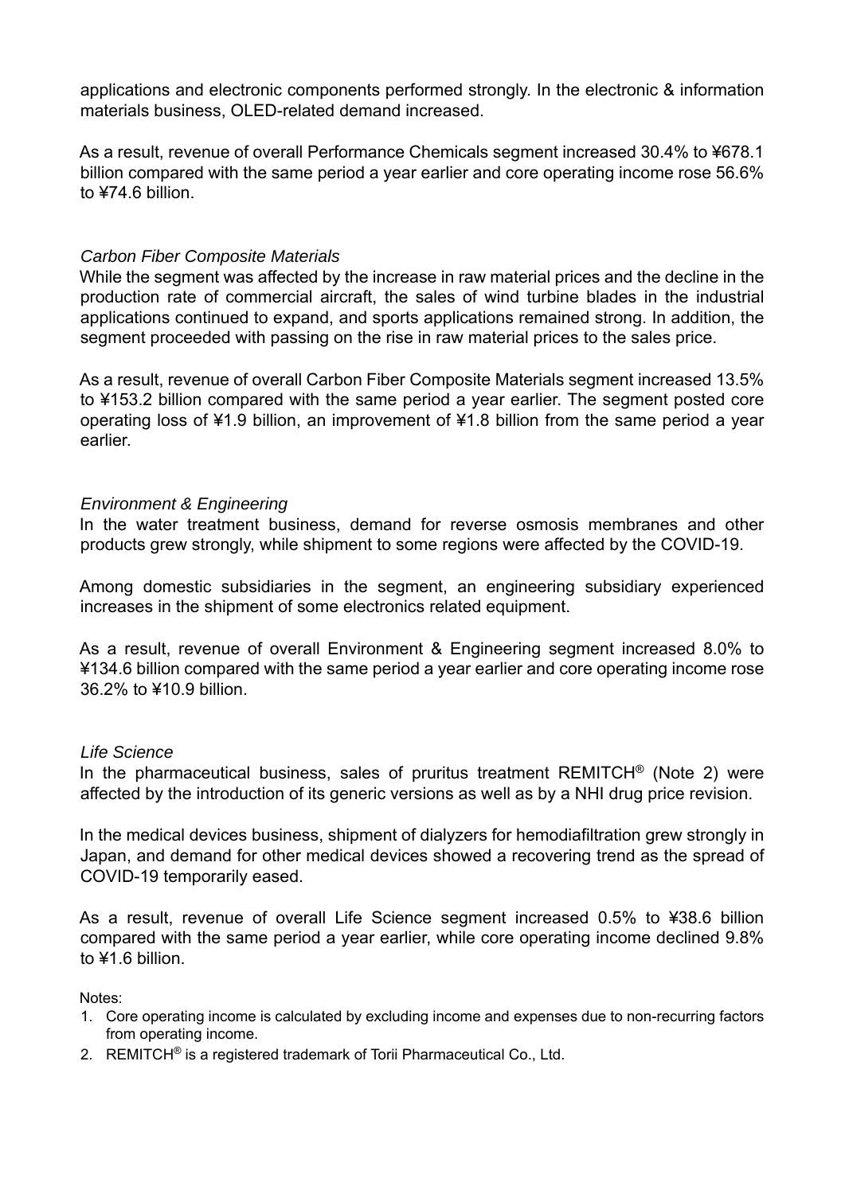applications and electronic components performed strongly. In the electronic & information materials business, OLED-related demand increased.

As a result, revenue of overall Performance Chemicals segment increased 30.4% to ¥678.1 billion compared with the same period a year earlier and core operating income rose 56.6% to ¥74.6 billion.

*Carbon Fiber Composite Materials*

While the segment was affected by the increase in raw material prices and the decline in the production rate of commercial aircraft, the sales of wind turbine blades in the industrial applications continued to expand, and sports applications remained strong. In addition, the segment proceeded with passing on the rise in raw material prices to the sales price.

As a result, revenue of overall Carbon Fiber Composite Materials segment increased 13.5% to ¥153.2 billion compared with the same period a year earlier. The segment posted core operating loss of ¥1.9 billion, an improvement of ¥1.8 billion from the same period a year earlier.

*Environment & Engineering*

In the water treatment business, demand for reverse osmosis membranes and other products grew strongly, while shipment to some regions were affected by the COVID-19.

Among domestic subsidiaries in the segment, an engineering subsidiary experienced increases in the shipment of some electronics related equipment.

As a result, revenue of overall Environment & Engineering segment increased 8.0% to ¥134.6 billion compared with the same period a year earlier and core operating income rose 36.2% to ¥10.9 billion.

*Life Science*

In the pharmaceutical business, sales of pruritus treatment REMITCH® (Note 2) were affected by the introduction of its generic versions as well as by a NHI drug price revision.

In the medical devices business, shipment of dialyzers for hemodiafiltration grew strongly in Japan, and demand for other medical devices showed a recovering trend as the spread of COVID-19 temporarily eased.

As a result, revenue of overall Life Science segment increased 0.5% to ¥38.6 billion compared with the same period a year earlier, while core operating income declined 9.8% to ¥1.6 billion.

Notes:

1. Core operating income is calculated by excluding income and expenses due to non-recurring factors from operating income.
2. REMITCH® is a registered trademark of Torii Pharmaceutical Co., Ltd.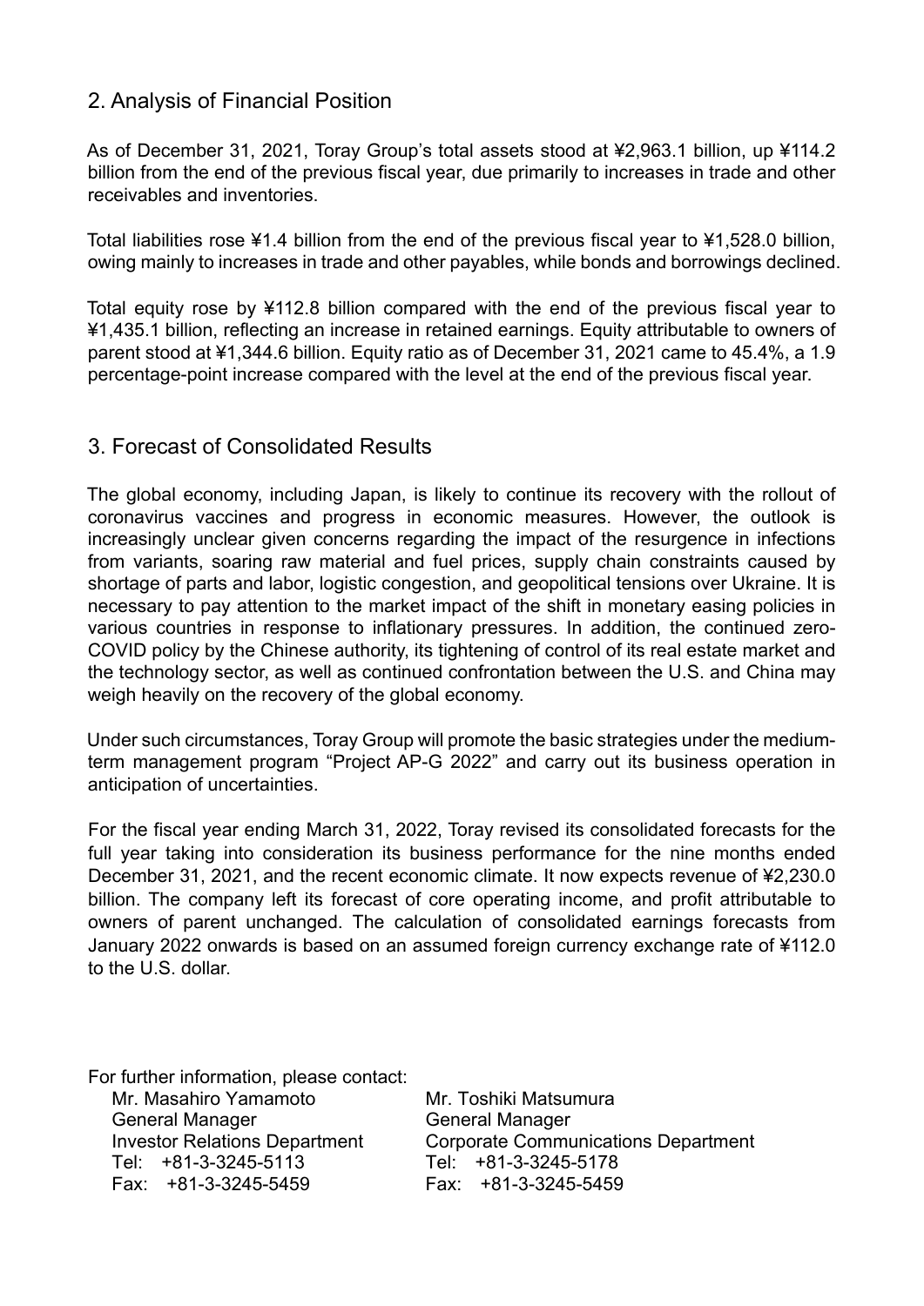## 2. Analysis of Financial Position

As of December 31, 2021, Toray Group's total assets stood at ¥2,963.1 billion, up ¥114.2 billion from the end of the previous fiscal year, due primarily to increases in trade and other receivables and inventories.

Total liabilities rose ¥1.4 billion from the end of the previous fiscal year to ¥1,528.0 billion, owing mainly to increases in trade and other payables, while bonds and borrowings declined.

Total equity rose by ¥112.8 billion compared with the end of the previous fiscal year to ¥1,435.1 billion, reflecting an increase in retained earnings. Equity attributable to owners of parent stood at ¥1,344.6 billion. Equity ratio as of December 31, 2021 came to 45.4%, a 1.9 percentage-point increase compared with the level at the end of the previous fiscal year.

## 3. Forecast of Consolidated Results

The global economy, including Japan, is likely to continue its recovery with the rollout of coronavirus vaccines and progress in economic measures. However, the outlook is increasingly unclear given concerns regarding the impact of the resurgence in infections from variants, soaring raw material and fuel prices, supply chain constraints caused by shortage of parts and labor, logistic congestion, and geopolitical tensions over Ukraine. It is necessary to pay attention to the market impact of the shift in monetary easing policies in various countries in response to inflationary pressures. In addition, the continued zero-COVID policy by the Chinese authority, its tightening of control of its real estate market and the technology sector, as well as continued confrontation between the U.S. and China may weigh heavily on the recovery of the global economy.

Under such circumstances, Toray Group will promote the basic strategies under the medium-term management program "Project AP-G 2022" and carry out its business operation in anticipation of uncertainties.

For the fiscal year ending March 31, 2022, Toray revised its consolidated forecasts for the full year taking into consideration its business performance for the nine months ended December 31, 2021, and the recent economic climate. It now expects revenue of ¥2,230.0 billion. The company left its forecast of core operating income, and profit attributable to owners of parent unchanged. The calculation of consolidated earnings forecasts from January 2022 onwards is based on an assumed foreign currency exchange rate of ¥112.0 to the U.S. dollar.

For further information, please contact:

Mr. Masahiro Yamamoto
General Manager
Investor Relations Department
Tel: +81-3-3245-5113
Fax: +81-3-3245-5459

Mr. Toshiki Matsumura
General Manager
Corporate Communications Department
Tel: +81-3-3245-5178
Fax: +81-3-3245-5459